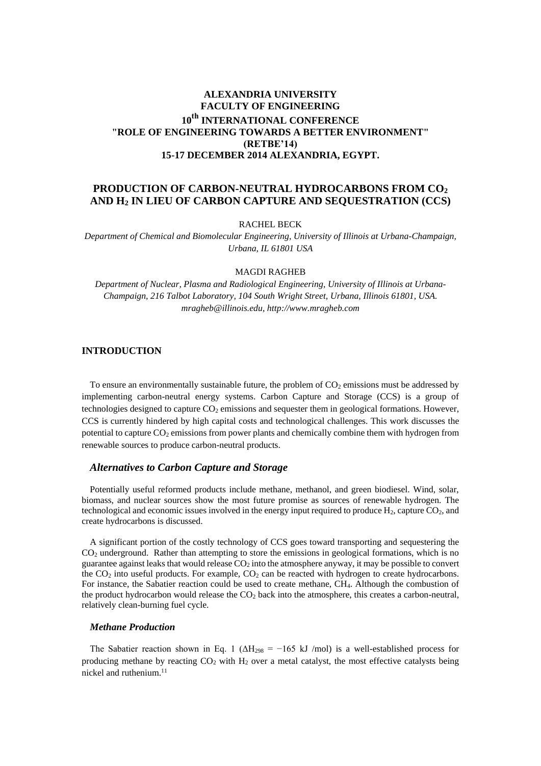**ALEXANDRIA UNIVERSITY**
**FACULTY OF ENGINEERING**
**10th INTERNATIONAL CONFERENCE**
**"ROLE OF ENGINEERING TOWARDS A BETTER ENVIRONMENT"**
**(RETBE'14)**
**15-17 DECEMBER 2014 ALEXANDRIA, EGYPT.**

# PRODUCTION OF CARBON-NEUTRAL HYDROCARBONS FROM $CO_2$ AND $H_2$ IN LIEU OF CARBON CAPTURE AND SEQUESTRATION (CCS)

RACHEL BECK

*Department of Chemical and Biomolecular Engineering, University of Illinois at Urbana-Champaign, Urbana, IL 61801 USA*

MAGDI RAGHEB

*Department of Nuclear, Plasma and Radiological Engineering, University of Illinois at Urbana-Champaign, 216 Talbot Laboratory, 104 South Wright Street, Urbana, Illinois 61801, USA. mragheb@illinois.edu, http://www.mragheb.com*

## INTRODUCTION

To ensure an environmentally sustainable future, the problem of $CO_2$ emissions must be addressed by implementing carbon-neutral energy systems. Carbon Capture and Storage (CCS) is a group of technologies designed to capture $CO_2$ emissions and sequester them in geological formations. However, CCS is currently hindered by high capital costs and technological challenges. This work discusses the potential to capture $CO_2$ emissions from power plants and chemically combine them with hydrogen from renewable sources to produce carbon-neutral products.

### *Alternatives to Carbon Capture and Storage*

Potentially useful reformed products include methane, methanol, and green biodiesel. Wind, solar, biomass, and nuclear sources show the most future promise as sources of renewable hydrogen. The technological and economic issues involved in the energy input required to produce $H_2$, capture $CO_2$, and create hydrocarbons is discussed.

A significant portion of the costly technology of CCS goes toward transporting and sequestering the $CO_2$ underground. Rather than attempting to store the emissions in geological formations, which is no guarantee against leaks that would release $CO_2$ into the atmosphere anyway, it may be possible to convert the $CO_2$ into useful products. For example, $CO_2$ can be reacted with hydrogen to create hydrocarbons. For instance, the Sabatier reaction could be used to create methane, $CH_4$. Although the combustion of the product hydrocarbon would release the $CO_2$ back into the atmosphere, this creates a carbon-neutral, relatively clean-burning fuel cycle.

### *Methane Production*

The Sabatier reaction shown in Eq. 1 ($\Delta H_{298} = -165$ kJ /mol) is a well-established process for producing methane by reacting $CO_2$ with $H_2$ over a metal catalyst, the most effective catalysts being nickel and ruthenium.[11]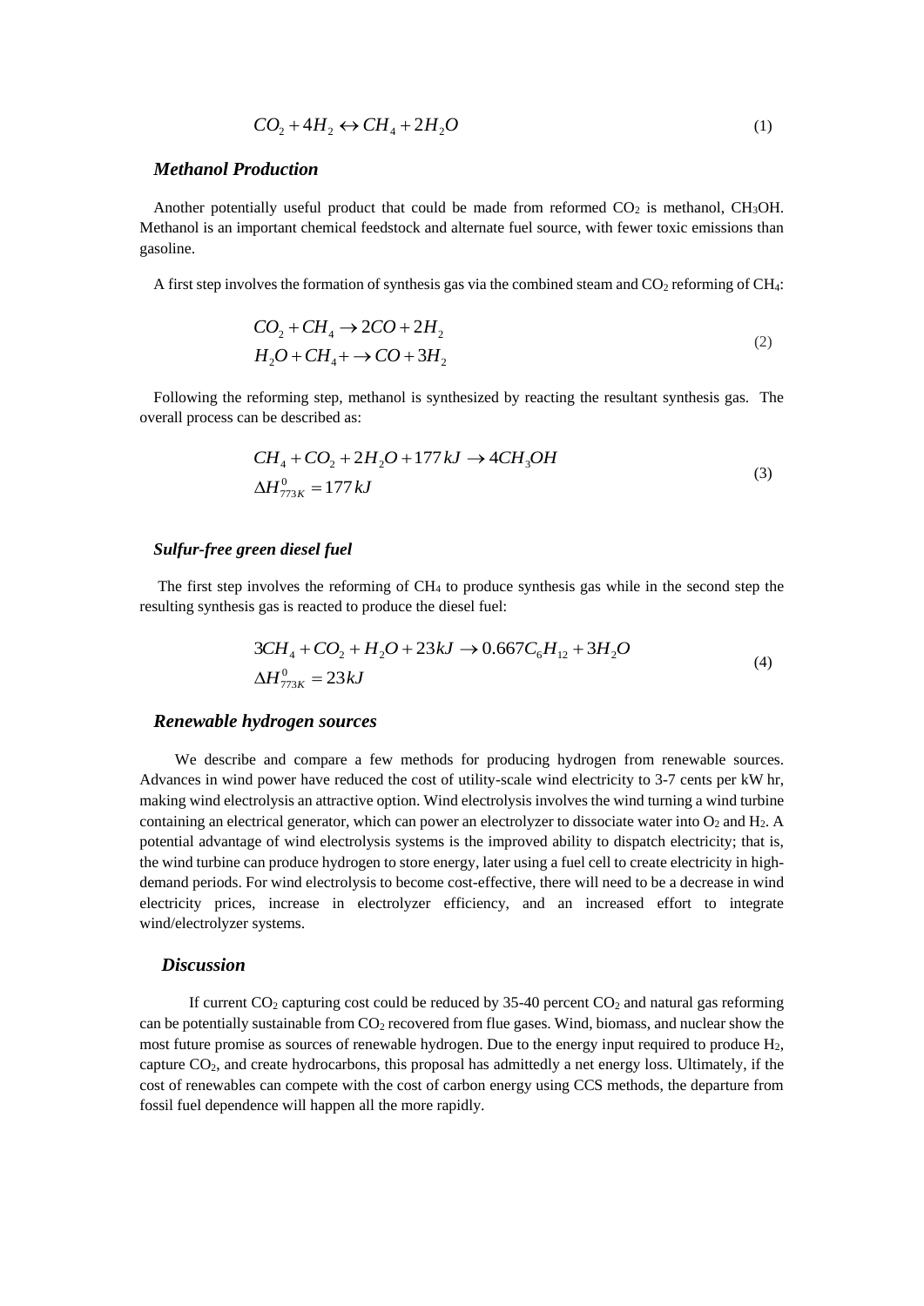$$CO_2 + 4H_2 \leftrightarrow CH_4 + 2H_2O \tag{1}$$

### *Methanol Production*

Another potentially useful product that could be made from reformed $CO_2$ is methanol, $CH_3OH$. Methanol is an important chemical feedstock and alternate fuel source, with fewer toxic emissions than gasoline.

A first step involves the formation of synthesis gas via the combined steam and $CO_2$ reforming of $CH_4$:

$$\begin{aligned} &CO_2 + CH_4 \rightarrow 2CO + 2H_2 \\ &H_2O + CH_4 + \rightarrow CO + 3H_2 \end{aligned} \tag{2}$$

Following the reforming step, methanol is synthesized by reacting the resultant synthesis gas. The overall process can be described as:

$$\begin{aligned} &CH_4 + CO_2 + 2H_2O + 177\,kJ \rightarrow 4CH_3OH \\ &\Delta H^0_{773K} = 177\,kJ \end{aligned} \tag{3}$$

### *Sulfur-free green diesel fuel*

The first step involves the reforming of $CH_4$ to produce synthesis gas while in the second step the resulting synthesis gas is reacted to produce the diesel fuel:

$$\begin{aligned} &3CH_4 + CO_2 + H_2O + 23kJ \rightarrow 0.667C_6H_{12} + 3H_2O \\ &\Delta H^0_{773K} = 23kJ \end{aligned} \tag{4}$$

### *Renewable hydrogen sources*

We describe and compare a few methods for producing hydrogen from renewable sources. Advances in wind power have reduced the cost of utility-scale wind electricity to 3-7 cents per kW hr, making wind electrolysis an attractive option. Wind electrolysis involves the wind turning a wind turbine containing an electrical generator, which can power an electrolyzer to dissociate water into $O_2$ and $H_2$. A potential advantage of wind electrolysis systems is the improved ability to dispatch electricity; that is, the wind turbine can produce hydrogen to store energy, later using a fuel cell to create electricity in high-demand periods. For wind electrolysis to become cost-effective, there will need to be a decrease in wind electricity prices, increase in electrolyzer efficiency, and an increased effort to integrate wind/electrolyzer systems.

### *Discussion*

If current $CO_2$ capturing cost could be reduced by 35-40 percent $CO_2$ and natural gas reforming can be potentially sustainable from $CO_2$ recovered from flue gases. Wind, biomass, and nuclear show the most future promise as sources of renewable hydrogen. Due to the energy input required to produce $H_2$, capture $CO_2$, and create hydrocarbons, this proposal has admittedly a net energy loss. Ultimately, if the cost of renewables can compete with the cost of carbon energy using CCS methods, the departure from fossil fuel dependence will happen all the more rapidly.